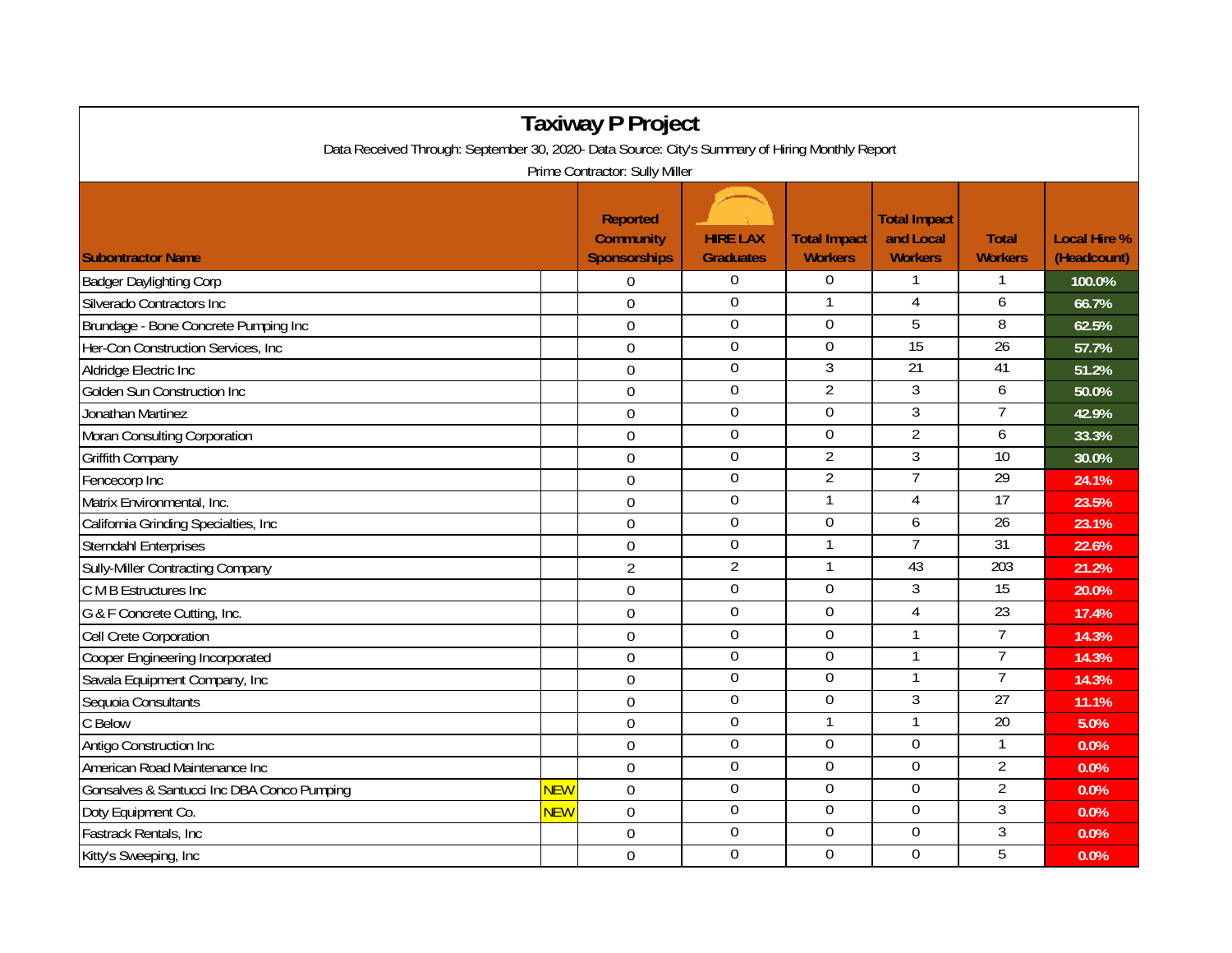# Taxiway P Project

Data Received Through: September 30, 2020- Data Source: City's Summary of Hiring Monthly Report

Prime Contractor: Sully Miller

| Subontractor Name | | Reported Community Sponsorships | HIRE LAX Graduates | Total Impact Workers | Total Impact and Local Workers | Total Workers | Local Hire % (Headcount) |
|---|---|---|---|---|---|---|---|
| Badger Daylighting Corp | | 0 | 0 | 0 | 1 | 1 | 100.0% |
| Silverado Contractors Inc | | 0 | 0 | 1 | 4 | 6 | 66.7% |
| Brundage - Bone Concrete Pumping Inc | | 0 | 0 | 0 | 5 | 8 | 62.5% |
| Her-Con Construction Services, Inc | | 0 | 0 | 0 | 15 | 26 | 57.7% |
| Aldridge Electric Inc | | 0 | 0 | 3 | 21 | 41 | 51.2% |
| Golden Sun Construction Inc | | 0 | 0 | 2 | 3 | 6 | 50.0% |
| Jonathan Martinez | | 0 | 0 | 0 | 3 | 7 | 42.9% |
| Moran Consulting Corporation | | 0 | 0 | 0 | 2 | 6 | 33.3% |
| Griffith Company | | 0 | 0 | 2 | 3 | 10 | 30.0% |
| Fencecorp Inc | | 0 | 0 | 2 | 7 | 29 | 24.1% |
| Matrix Environmental, Inc. | | 0 | 0 | 1 | 4 | 17 | 23.5% |
| California Grinding Specialties, Inc | | 0 | 0 | 0 | 6 | 26 | 23.1% |
| Sterndahl Enterprises | | 0 | 0 | 1 | 7 | 31 | 22.6% |
| Sully-Miller Contracting Company | | 2 | 2 | 1 | 43 | 203 | 21.2% |
| C M B Estructures Inc | | 0 | 0 | 0 | 3 | 15 | 20.0% |
| G & F Concrete Cutting, Inc. | | 0 | 0 | 0 | 4 | 23 | 17.4% |
| Cell Crete Corporation | | 0 | 0 | 0 | 1 | 7 | 14.3% |
| Cooper Engineering Incorporated | | 0 | 0 | 0 | 1 | 7 | 14.3% |
| Savala Equipment Company, Inc | | 0 | 0 | 0 | 1 | 7 | 14.3% |
| Sequoia Consultants | | 0 | 0 | 0 | 3 | 27 | 11.1% |
| C Below | | 0 | 0 | 1 | 1 | 20 | 5.0% |
| Antigo Construction Inc | | 0 | 0 | 0 | 0 | 1 | 0.0% |
| American Road Maintenance Inc | | 0 | 0 | 0 | 0 | 2 | 0.0% |
| Gonsalves & Santucci Inc DBA Conco Pumping | NEW | 0 | 0 | 0 | 0 | 2 | 0.0% |
| Doty Equipment Co. | NEW | 0 | 0 | 0 | 0 | 3 | 0.0% |
| Fastrack Rentals, Inc | | 0 | 0 | 0 | 0 | 3 | 0.0% |
| Kitty's Sweeping, Inc | | 0 | 0 | 0 | 0 | 5 | 0.0% |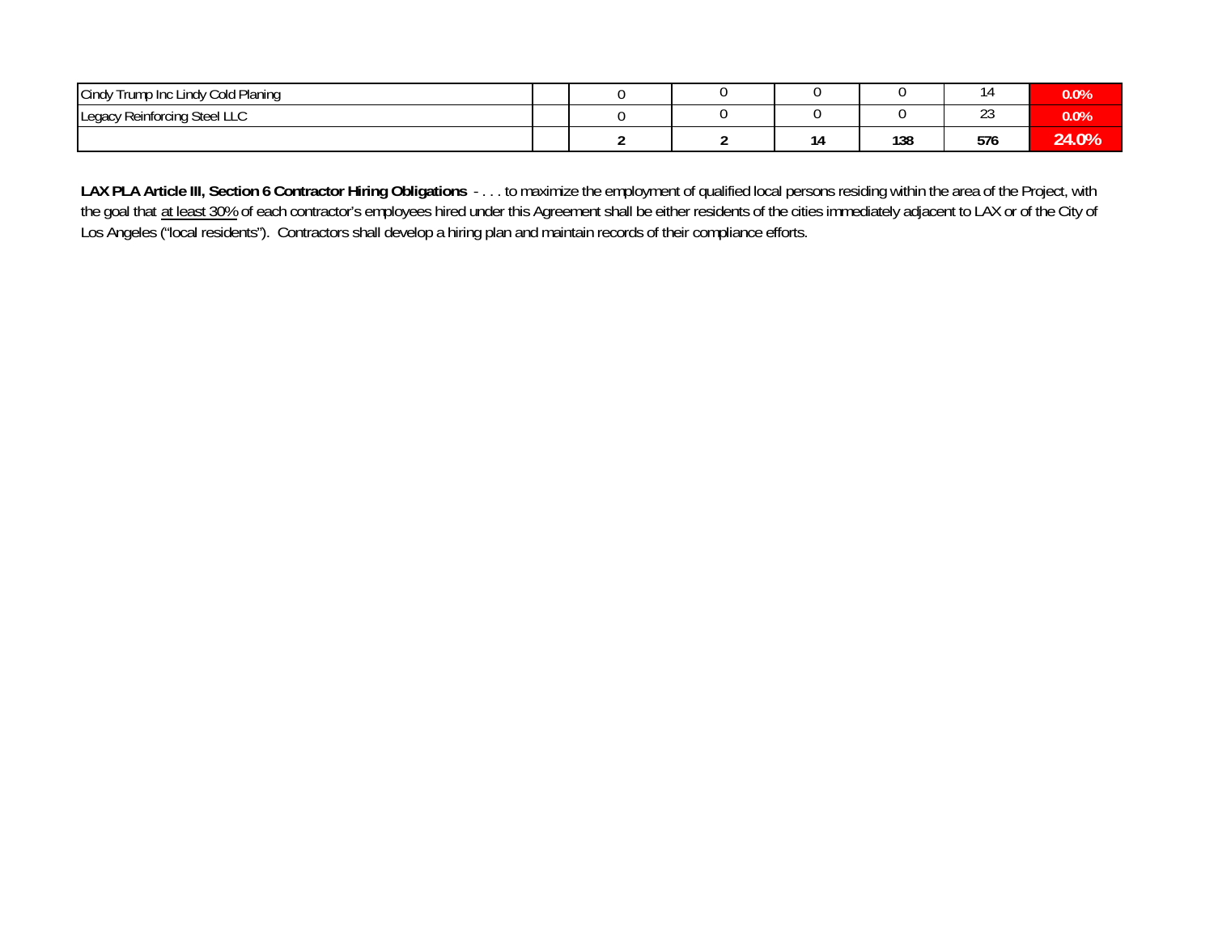| | | | | | | | |
|---|---|---|---|---|---|---|---|
| Cindy Trump Inc Lindy Cold Planing | | 0 | 0 | 0 | 0 | 14 | **0.0%** |
| Legacy Reinforcing Steel LLC | | 0 | 0 | 0 | 0 | 23 | **0.0%** |
| | | **2** | **2** | **14** | **138** | **576** | **24.0%** |

**LAX PLA Article III, Section 6 Contractor Hiring Obligations** - . . . to maximize the employment of qualified local persons residing within the area of the Project, with the goal that at least 30% of each contractor's employees hired under this Agreement shall be either residents of the cities immediately adjacent to LAX or of the City of Los Angeles ("local residents"). Contractors shall develop a hiring plan and maintain records of their compliance efforts.